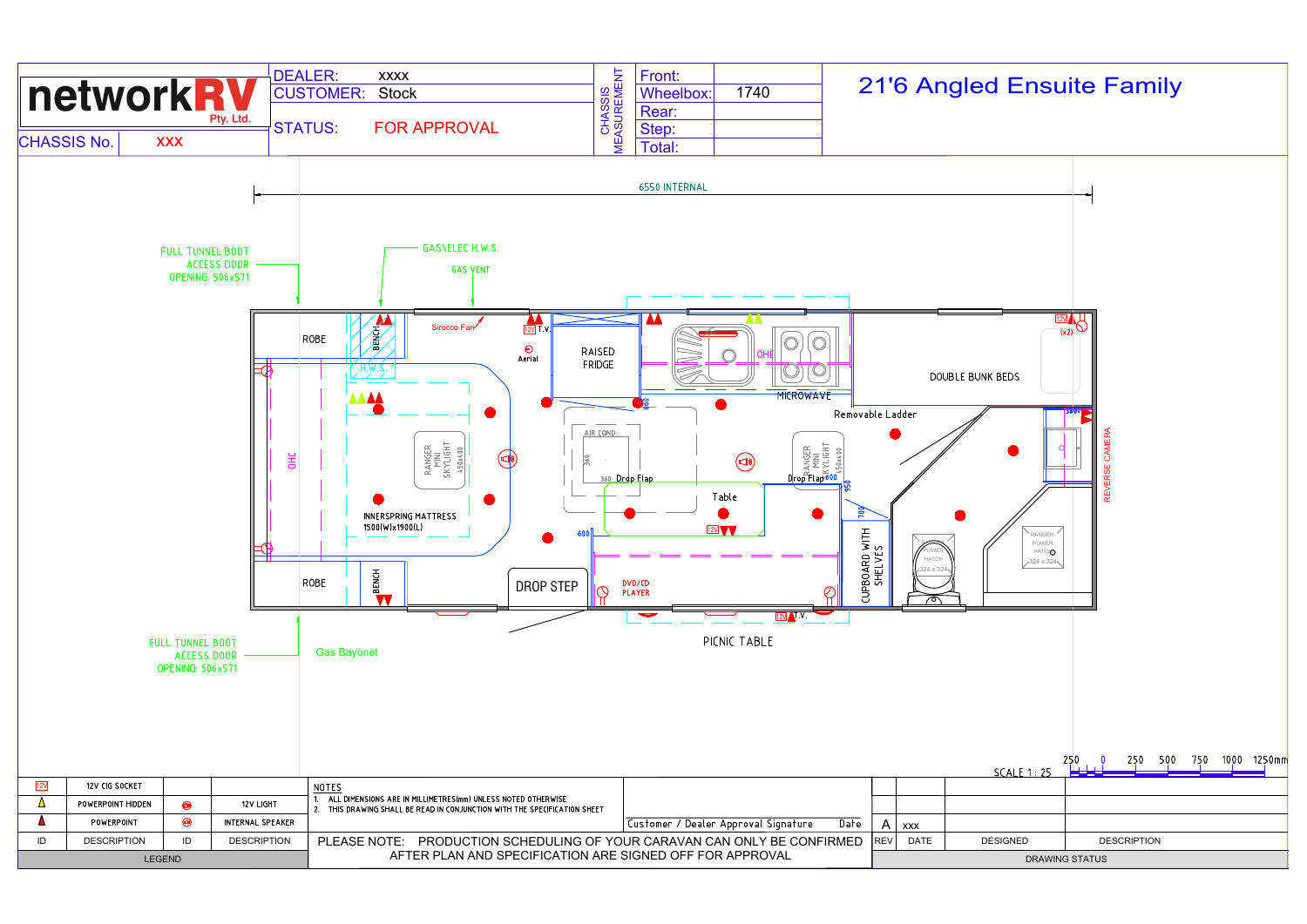# networkRV Pty. Ltd.

| | | | |
|---|---|---|---|
| DEALER: | xxxx | Front: | |
| CUSTOMER: | Stock | Wheelbox: | 1740 |
| STATUS: | FOR APPROVAL | Rear: | |
| CHASSIS No. | XXX | Step: | |
| | | Total: | |

CHASSIS MEASUREMENT

## 21'6 Angled Ensuite Family

6550 INTERNAL

FULL TUNNEL BOOT ACCESS DOOR OPENING: 506x571

GAS\ELEC H.W.S.

GAS VENT

ROBE

BENCH

H.W.S.

Sirocco Fan

12V T.V.

Aerial

RAISED FRIDGE

OHC

MICROWAVE

12V (x2)

DOUBLE BUNK BEDS

Removable Ladder

OHC

RANGER MINI SKYLIGHT 450x400

INNERSPRING MATTRESS 1500(W)x1900(L)

AIR COND.

360

360 Drop Flap

RANGER MINI SKYLIGHT 450x400

Drop Flap 600

950

700

600

Table

12V

600

REVERSE CAMERA

RANGER POWER HATCH 324 x 324

RANGER POWER HATCH 324 x 324

CUPBOARD WITH SHELVES

ROBE

BENCH

DROP STEP

DVD/CD PLAYER

12V T.V.

PICNIC TABLE

FULL TUNNEL BOOT ACCESS DOOR OPENING: 506x571

Gas Bayonet

SCALE 1 : 25

250 0 250 500 750 1000 1250mm

| ID | DESCRIPTION | ID | DESCRIPTION |
|---|---|---|---|
| 12V | 12V CIG SOCKET | | |
| | POWERPOINT HIDDEN | | 12V LIGHT |
| | POWERPOINT | | INTERNAL SPEAKER |

LEGEND

NOTES

1. ALL DIMENSIONS ARE IN MILLIMETRES(mm) UNLESS NOTED OTHERWISE
2. THIS DRAWING SHALL BE READ IN CONJUNCTION WITH THE SPECIFICATION SHEET

Customer / Dealer Approval Signature Date

PLEASE NOTE: PRODUCTION SCHEDULING OF YOUR CARAVAN CAN ONLY BE CONFIRMED AFTER PLAN AND SPECIFICATION ARE SIGNED OFF FOR APPROVAL

| REV | DATE | DESIGNED | DESCRIPTION |
|---|---|---|---|
| A | xxx | | |

DRAWING STATUS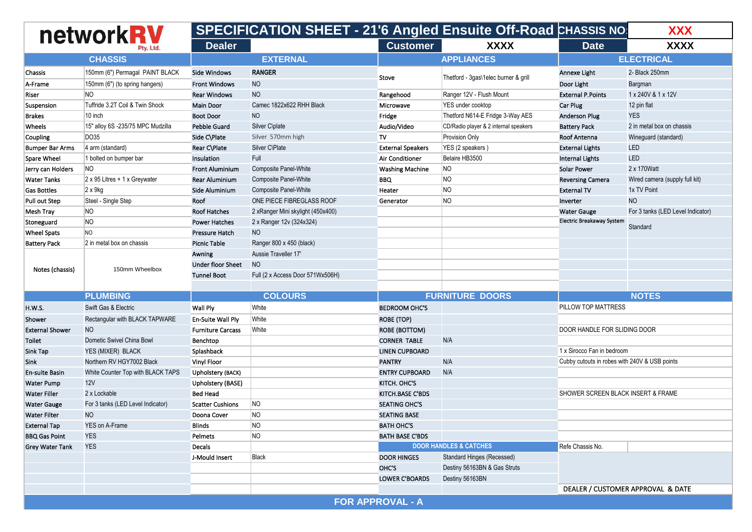# networkRV Pty. Ltd.

## SPECIFICATION SHEET - 21'6 Angled Ensuite Off-Road

| | | | |
|---|---|---|---|
| CHASSIS NO: | XXX | | |
| Dealer | | Customer | XXXX |
| Date | XXXX | | |

| CHASSIS | | EXTERNAL | | APPLIANCES | | ELECTRICAL | |
|---|---|---|---|---|---|---|---|
| Chassis | 150mm (6") Permagal PAINT BLACK | Side Windows | RANGER | Stove | Thetford - 3gas\1elec burner & grill | Annexe Light | 2- Black 250mm |
| A-Frame | 150mm (6") (to spring hangers) | Front Windows | NO | | | Door Light | Bargman |
| Riser | NO | Rear Windows | NO | Rangehood | Ranger 12V - Flush Mount | External P.Points | 1 x 240V & 1 x 12V |
| Suspension | Tuffride 3.2T Coil & Twin Shock | Main Door | Camec 1822x622 RHH Black | Microwave | YES under cooktop | Car Plug | 12 pin flat |
| Brakes | 10 inch | Boot Door | NO | Fridge | Thetford N614-E Fridge 3-Way AES | Anderson Plug | YES |
| Wheels | 15" alloy 6S -235/75 MPC Mudzilla | Pebble Guard | Silver C\plate | Audio/Video | CD/Radio player & 2 internal speakers | Battery Pack | 2 in metal box on chassis |
| Coupling | DO35 | Side C\Plate | Silver 570mm high | TV | Provision Only | Roof Antenna | Wineguard (standard) |
| Bumper Bar Arms | 4 arm (standard) | Rear C\Plate | Silver C\Plate | External Speakers | YES (2 speakers ) | External Lights | LED |
| Spare Wheel | 1 bolted on bumper bar | Insulation | Full | Air Conditioner | Belaire HB3500 | Internal Lights | LED |
| Jerry can Holders | NO | Front Aluminium | Composite Panel-White | Washing Machine | NO | Solar Power | 2 x 170Watt |
| Water Tanks | 2 x 95 Litres + 1 x Greywater | Rear Aluminium | Composite Panel-White | BBQ | NO | Reversing Camera | Wired camera (supply full kit) |
| Gas Bottles | 2 x 9kg | Side Aluminium | Composite Panel-White | Heater | NO | External TV | 1x TV Point |
| Pull out Step | Steel - Single Step | Roof | ONE PIECE FIBREGLASS ROOF | Generator | NO | Inverter | NO |
| Mesh Tray | NO | Roof Hatches | 2 xRanger Mini skylight (450x400) | | | Water Gauge | For 3 tanks (LED Level Indicator) |
| Stoneguard | NO | Power Hatches | 2 x Ranger 12v (324x324) | | | Electric Breakaway System | Standard |
| Wheel Spats | NO | Pressure Hatch | NO | | | | |
| Battery Pack | 2 in metal box on chassis | Picnic Table | Ranger 800 x 450 (black) | | | | |
| Notes (chassis) | 150mm Wheelbox | Awning | Aussie Traveller 17' | | | | |
| | | Under floor Sheet | NO | | | | |
| | | Tunnel Boot | Full (2 x Access Door 571Wx506H) | | | | |

| PLUMBING | | COLOURS | | FURNITURE DOORS | | NOTES | |
|---|---|---|---|---|---|---|---|
| H.W.S. | Swift Gas & Electric | Wall Ply | White | BEDROOM OHC'S | | PILLOW TOP MATTRESS | |
| Shower | Rectangular with BLACK TAPWARE | En-Suite Wall Ply | White | ROBE (TOP) | | | |
| External Shower | NO | Furniture Carcass | White | ROBE (BOTTOM) | | DOOR HANDLE FOR SLIDING DOOR | |
| Toilet | Dometic Swivel China Bowl | Benchtop | | CORNER TABLE | N/A | | |
| Sink Tap | YES (MIXER) BLACK | Splashback | | LINEN CUPBOARD | | 1 x Sirocco Fan in bedroom | |
| Sink | Northern RV HGY7002 Black | Vinyl Floor | | PANTRY | N/A | Cubby cutouts in robes with 240V & USB points | |
| En-suite Basin | White Counter Top with BLACK TAPS | Upholstery (BACK) | | ENTRY CUPBOARD | N/A | | |
| Water Pump | 12V | Upholstery (BASE) | | KITCH. OHC'S | | | |
| Water Filler | 2 x Lockable | Bed Head | | KITCH.BASE C'BDS | | SHOWER SCREEN BLACK INSERT & FRAME | |
| Water Gauge | For 3 tanks (LED Level Indicator) | Scatter Cushions | NO | SEATING OHC'S | | | |
| Water Filter | NO | Doona Cover | NO | SEATING BASE | | | |
| External Tap | YES on A-Frame | Blinds | NO | BATH OHC'S | | | |
| BBQ Gas Point | YES | Pelmets | NO | BATH BASE C'BDS | | | |
| Grey Water Tank | YES | Decals | | DOOR HANDLES & CATCHES | | Refe Chassis No. | |
| | | J-Mould Insert | Black | DOOR HINGES | Standard Hinges (Recessed) | | |
| | | | | OHC'S | Destiny 56163BN & Gas Struts | | |
| | | | | LOWER C'BOARDS | Destiny 56163BN | | |
| | | | | | | DEALER / CUSTOMER APPROVAL & DATE | |

FOR APPROVAL - A